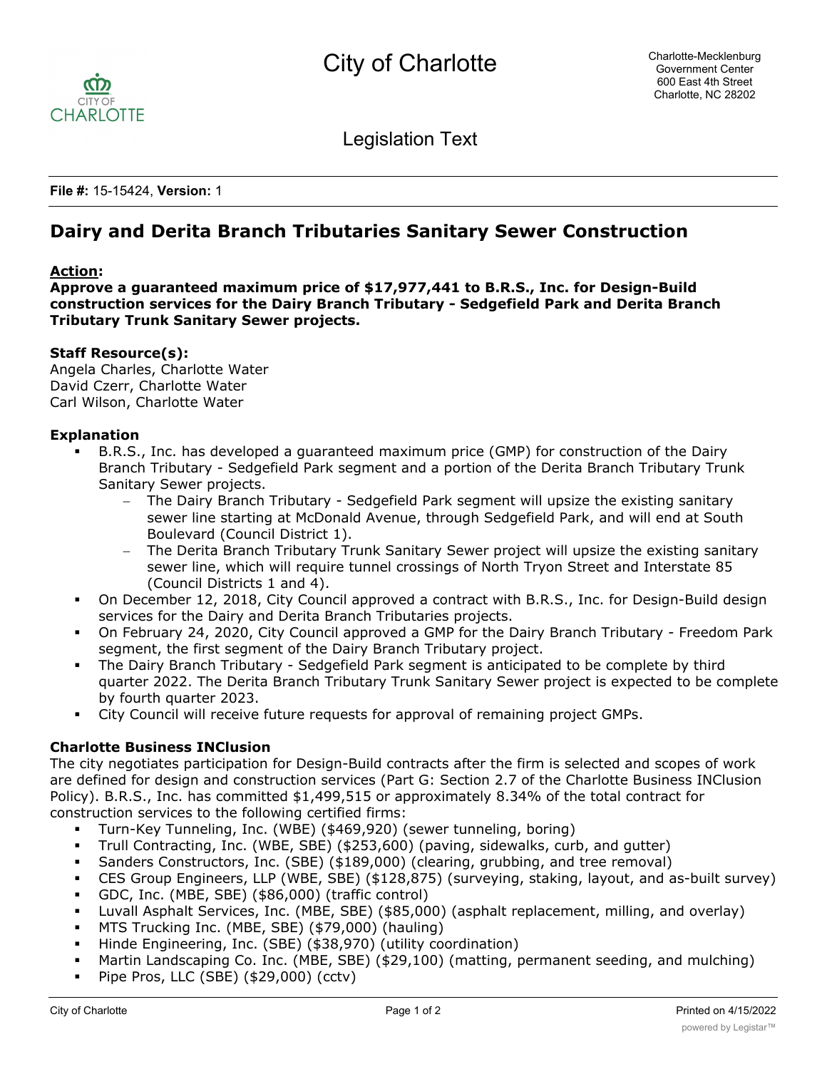# City of Charlotte

Charlotte-Mecklenburg Government Center
600 East 4th Street
Charlotte, NC 28202

Legislation Text

**File #:** 15-15424, **Version:** 1

## Dairy and Derita Branch Tributaries Sanitary Sewer Construction

**Action:**

**Approve a guaranteed maximum price of $17,977,441 to B.R.S., Inc. for Design-Build construction services for the Dairy Branch Tributary - Sedgefield Park and Derita Branch Tributary Trunk Sanitary Sewer projects.**

**Staff Resource(s):**

Angela Charles, Charlotte Water
David Czerr, Charlotte Water
Carl Wilson, Charlotte Water

**Explanation**

- B.R.S., Inc. has developed a guaranteed maximum price (GMP) for construction of the Dairy Branch Tributary - Sedgefield Park segment and a portion of the Derita Branch Tributary Trunk Sanitary Sewer projects.
  - The Dairy Branch Tributary - Sedgefield Park segment will upsize the existing sanitary sewer line starting at McDonald Avenue, through Sedgefield Park, and will end at South Boulevard (Council District 1).
  - The Derita Branch Tributary Trunk Sanitary Sewer project will upsize the existing sanitary sewer line, which will require tunnel crossings of North Tryon Street and Interstate 85 (Council Districts 1 and 4).
- On December 12, 2018, City Council approved a contract with B.R.S., Inc. for Design-Build design services for the Dairy and Derita Branch Tributaries projects.
- On February 24, 2020, City Council approved a GMP for the Dairy Branch Tributary - Freedom Park segment, the first segment of the Dairy Branch Tributary project.
- The Dairy Branch Tributary - Sedgefield Park segment is anticipated to be complete by third quarter 2022. The Derita Branch Tributary Trunk Sanitary Sewer project is expected to be complete by fourth quarter 2023.
- City Council will receive future requests for approval of remaining project GMPs.

**Charlotte Business INClusion**

The city negotiates participation for Design-Build contracts after the firm is selected and scopes of work are defined for design and construction services (Part G: Section 2.7 of the Charlotte Business INClusion Policy). B.R.S., Inc. has committed $1,499,515 or approximately 8.34% of the total contract for construction services to the following certified firms:

- Turn-Key Tunneling, Inc. (WBE) ($469,920) (sewer tunneling, boring)
- Trull Contracting, Inc. (WBE, SBE) ($253,600) (paving, sidewalks, curb, and gutter)
- Sanders Constructors, Inc. (SBE) ($189,000) (clearing, grubbing, and tree removal)
- CES Group Engineers, LLP (WBE, SBE) ($128,875) (surveying, staking, layout, and as-built survey)
- GDC, Inc. (MBE, SBE) ($86,000) (traffic control)
- Luvall Asphalt Services, Inc. (MBE, SBE) ($85,000) (asphalt replacement, milling, and overlay)
- MTS Trucking Inc. (MBE, SBE) ($79,000) (hauling)
- Hinde Engineering, Inc. (SBE) ($38,970) (utility coordination)
- Martin Landscaping Co. Inc. (MBE, SBE) ($29,100) (matting, permanent seeding, and mulching)
- Pipe Pros, LLC (SBE) ($29,000) (cctv)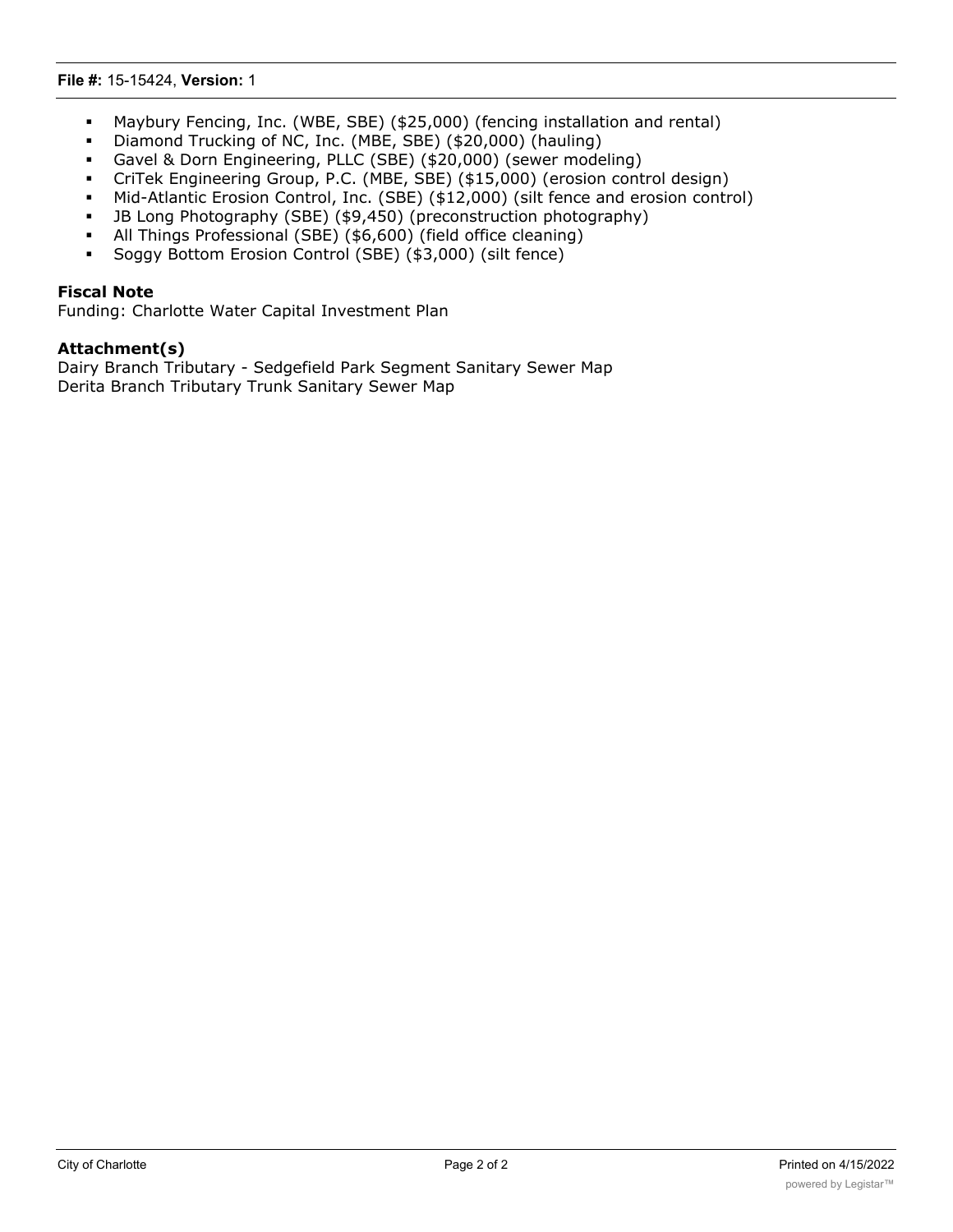- Maybury Fencing, Inc. (WBE, SBE) ($25,000) (fencing installation and rental)
- Diamond Trucking of NC, Inc. (MBE, SBE) ($20,000) (hauling)
- Gavel & Dorn Engineering, PLLC (SBE) ($20,000) (sewer modeling)
- CriTek Engineering Group, P.C. (MBE, SBE) ($15,000) (erosion control design)
- Mid-Atlantic Erosion Control, Inc. (SBE) ($12,000) (silt fence and erosion control)
- JB Long Photography (SBE) ($9,450) (preconstruction photography)
- All Things Professional (SBE) ($6,600) (field office cleaning)
- Soggy Bottom Erosion Control (SBE) ($3,000) (silt fence)

**Fiscal Note**

Funding: Charlotte Water Capital Investment Plan

**Attachment(s)**

Dairy Branch Tributary - Sedgefield Park Segment Sanitary Sewer Map

Derita Branch Tributary Trunk Sanitary Sewer Map